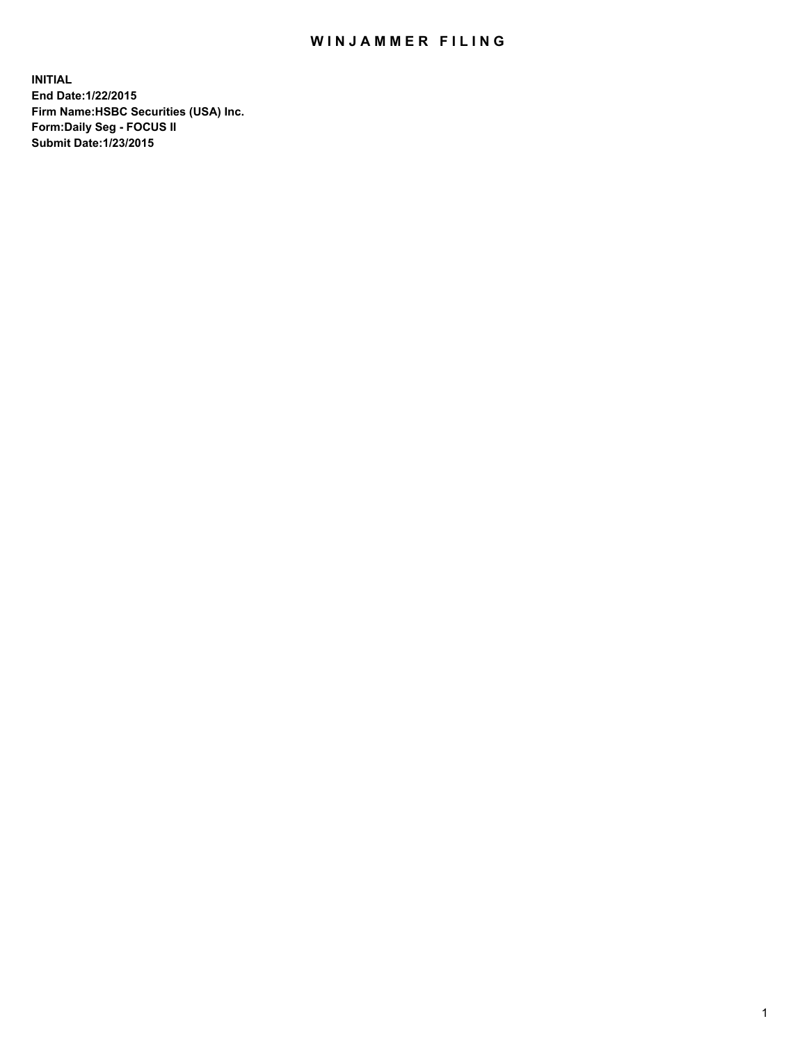# WINJAMMER FILING

**INITIAL**
**End Date:1/22/2015**
**Firm Name:HSBC Securities (USA) Inc.**
**Form:Daily Seg - FOCUS II**
**Submit Date:1/23/2015**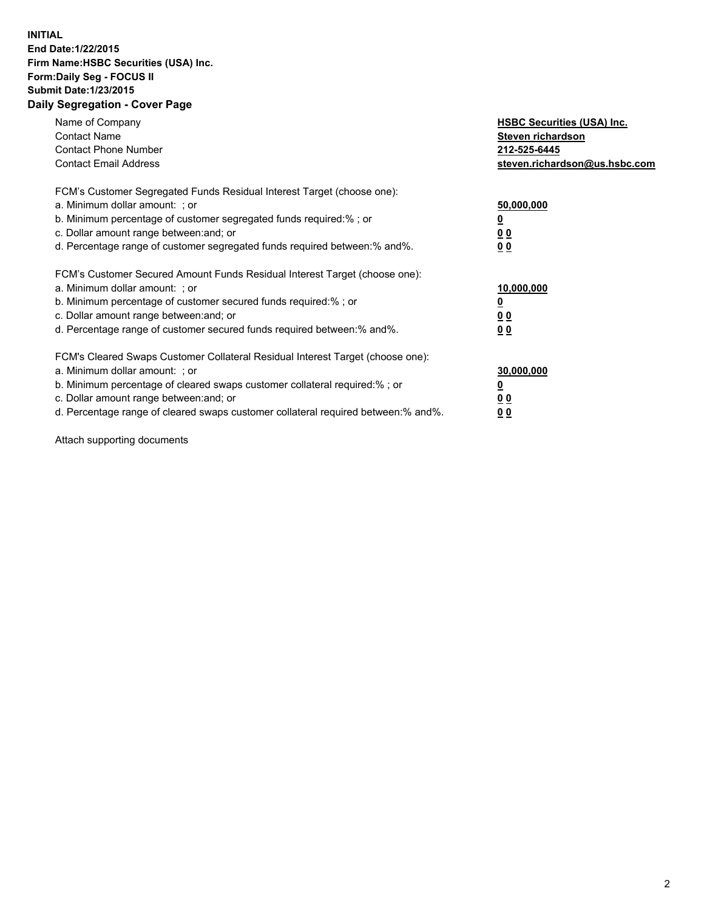**INITIAL**
**End Date:1/22/2015**
**Firm Name:HSBC Securities (USA) Inc.**
**Form:Daily Seg - FOCUS II**
**Submit Date:1/23/2015**

## Daily Segregation - Cover Page

| | |
|---|---|
| Name of Company | **HSBC Securities (USA) Inc.** |
| Contact Name | **Steven richardson** |
| Contact Phone Number | **212-525-6445** |
| Contact Email Address | **steven.richardson@us.hsbc.com** |

| | |
|---|---|
| FCM's Customer Segregated Funds Residual Interest Target (choose one): | |
| a. Minimum dollar amount: ; or | **50,000,000** |
| b. Minimum percentage of customer segregated funds required:% ; or | **0** |
| c. Dollar amount range between:and; or | **0 0** |
| d. Percentage range of customer segregated funds required between:% and%. | **0 0** |

| | |
|---|---|
| FCM's Customer Secured Amount Funds Residual Interest Target (choose one): | |
| a. Minimum dollar amount: ; or | **10,000,000** |
| b. Minimum percentage of customer secured funds required:% ; or | **0** |
| c. Dollar amount range between:and; or | **0 0** |
| d. Percentage range of customer secured funds required between:% and%. | **0 0** |

| | |
|---|---|
| FCM's Cleared Swaps Customer Collateral Residual Interest Target (choose one): | |
| a. Minimum dollar amount: ; or | **30,000,000** |
| b. Minimum percentage of cleared swaps customer collateral required:% ; or | **0** |
| c. Dollar amount range between:and; or | **0 0** |
| d. Percentage range of cleared swaps customer collateral required between:% and%. | **0 0** |

Attach supporting documents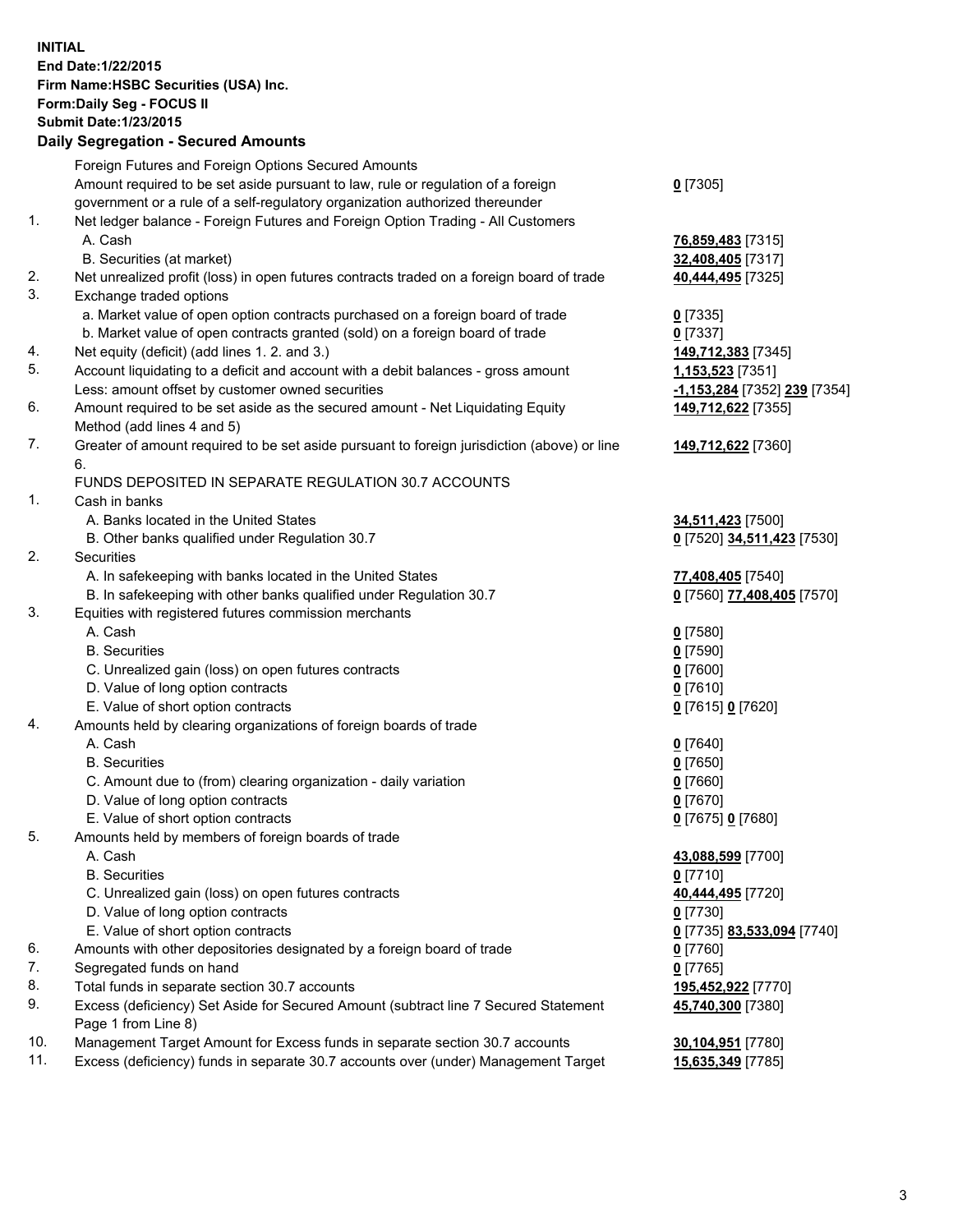**INITIAL**
**End Date:1/22/2015**
**Firm Name:HSBC Securities (USA) Inc.**
**Form:Daily Seg - FOCUS II**
**Submit Date:1/23/2015**

## Daily Segregation - Secured Amounts

| | | |
|---|---|---|
| | Foreign Futures and Foreign Options Secured Amounts | |
| | Amount required to be set aside pursuant to law, rule or regulation of a foreign government or a rule of a self-regulatory organization authorized thereunder | **0** [7305] |
| 1. | Net ledger balance - Foreign Futures and Foreign Option Trading - All Customers | |
| | A. Cash | **76,859,483** [7315] |
| | B. Securities (at market) | **32,408,405** [7317] |
| 2. | Net unrealized profit (loss) in open futures contracts traded on a foreign board of trade | **40,444,495** [7325] |
| 3. | Exchange traded options | |
| | a. Market value of open option contracts purchased on a foreign board of trade | **0** [7335] |
| | b. Market value of open contracts granted (sold) on a foreign board of trade | **0** [7337] |
| 4. | Net equity (deficit) (add lines 1. 2. and 3.) | **149,712,383** [7345] |
| 5. | Account liquidating to a deficit and account with a debit balances - gross amount | **1,153,523** [7351] |
| | Less: amount offset by customer owned securities | **-1,153,284** [7352] **239** [7354] |
| 6. | Amount required to be set aside as the secured amount - Net Liquidating Equity Method (add lines 4 and 5) | **149,712,622** [7355] |
| 7. | Greater of amount required to be set aside pursuant to foreign jurisdiction (above) or line 6. | **149,712,622** [7360] |
| | FUNDS DEPOSITED IN SEPARATE REGULATION 30.7 ACCOUNTS | |
| 1. | Cash in banks | |
| | A. Banks located in the United States | **34,511,423** [7500] |
| | B. Other banks qualified under Regulation 30.7 | **0** [7520] **34,511,423** [7530] |
| 2. | Securities | |
| | A. In safekeeping with banks located in the United States | **77,408,405** [7540] |
| | B. In safekeeping with other banks qualified under Regulation 30.7 | **0** [7560] **77,408,405** [7570] |
| 3. | Equities with registered futures commission merchants | |
| | A. Cash | **0** [7580] |
| | B. Securities | **0** [7590] |
| | C. Unrealized gain (loss) on open futures contracts | **0** [7600] |
| | D. Value of long option contracts | **0** [7610] |
| | E. Value of short option contracts | **0** [7615] **0** [7620] |
| 4. | Amounts held by clearing organizations of foreign boards of trade | |
| | A. Cash | **0** [7640] |
| | B. Securities | **0** [7650] |
| | C. Amount due to (from) clearing organization - daily variation | **0** [7660] |
| | D. Value of long option contracts | **0** [7670] |
| | E. Value of short option contracts | **0** [7675] **0** [7680] |
| 5. | Amounts held by members of foreign boards of trade | |
| | A. Cash | **43,088,599** [7700] |
| | B. Securities | **0** [7710] |
| | C. Unrealized gain (loss) on open futures contracts | **40,444,495** [7720] |
| | D. Value of long option contracts | **0** [7730] |
| | E. Value of short option contracts | **0** [7735] **83,533,094** [7740] |
| 6. | Amounts with other depositories designated by a foreign board of trade | **0** [7760] |
| 7. | Segregated funds on hand | **0** [7765] |
| 8. | Total funds in separate section 30.7 accounts | **195,452,922** [7770] |
| 9. | Excess (deficiency) Set Aside for Secured Amount (subtract line 7 Secured Statement Page 1 from Line 8) | **45,740,300** [7380] |
| 10. | Management Target Amount for Excess funds in separate section 30.7 accounts | **30,104,951** [7780] |
| 11. | Excess (deficiency) funds in separate 30.7 accounts over (under) Management Target | **15,635,349** [7785] |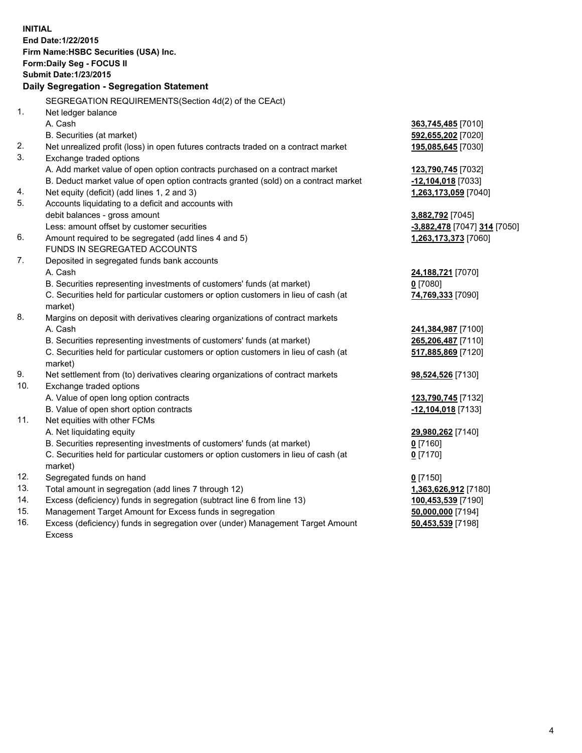**INITIAL**
**End Date:1/22/2015**
**Firm Name:HSBC Securities (USA) Inc.**
**Form:Daily Seg - FOCUS II**
**Submit Date:1/23/2015**

**Daily Segregation - Segregation Statement**

SEGREGATION REQUIREMENTS(Section 4d(2) of the CEAct)

| | | |
|---|---|---|
| 1. | Net ledger balance | |
| | A. Cash | 363,745,485 [7010] |
| | B. Securities (at market) | 592,655,202 [7020] |
| 2. | Net unrealized profit (loss) in open futures contracts traded on a contract market | 195,085,645 [7030] |
| 3. | Exchange traded options | |
| | A. Add market value of open option contracts purchased on a contract market | 123,790,745 [7032] |
| | B. Deduct market value of open option contracts granted (sold) on a contract market | -12,104,018 [7033] |
| 4. | Net equity (deficit) (add lines 1, 2 and 3) | 1,263,173,059 [7040] |
| 5. | Accounts liquidating to a deficit and accounts with debit balances - gross amount | 3,882,792 [7045] |
| | Less: amount offset by customer securities | -3,882,478 [7047] 314 [7050] |
| 6. | Amount required to be segregated (add lines 4 and 5) | 1,263,173,373 [7060] |
| | FUNDS IN SEGREGATED ACCOUNTS | |
| 7. | Deposited in segregated funds bank accounts | |
| | A. Cash | 24,188,721 [7070] |
| | B. Securities representing investments of customers' funds (at market) | 0 [7080] |
| | C. Securities held for particular customers or option customers in lieu of cash (at market) | 74,769,333 [7090] |
| 8. | Margins on deposit with derivatives clearing organizations of contract markets | |
| | A. Cash | 241,384,987 [7100] |
| | B. Securities representing investments of customers' funds (at market) | 265,206,487 [7110] |
| | C. Securities held for particular customers or option customers in lieu of cash (at market) | 517,885,869 [7120] |
| 9. | Net settlement from (to) derivatives clearing organizations of contract markets | 98,524,526 [7130] |
| 10. | Exchange traded options | |
| | A. Value of open long option contracts | 123,790,745 [7132] |
| | B. Value of open short option contracts | -12,104,018 [7133] |
| 11. | Net equities with other FCMs | |
| | A. Net liquidating equity | 29,980,262 [7140] |
| | B. Securities representing investments of customers' funds (at market) | 0 [7160] |
| | C. Securities held for particular customers or option customers in lieu of cash (at market) | 0 [7170] |
| 12. | Segregated funds on hand | 0 [7150] |
| 13. | Total amount in segregation (add lines 7 through 12) | 1,363,626,912 [7180] |
| 14. | Excess (deficiency) funds in segregation (subtract line 6 from line 13) | 100,453,539 [7190] |
| 15. | Management Target Amount for Excess funds in segregation | 50,000,000 [7194] |
| 16. | Excess (deficiency) funds in segregation over (under) Management Target Amount Excess | 50,453,539 [7198] |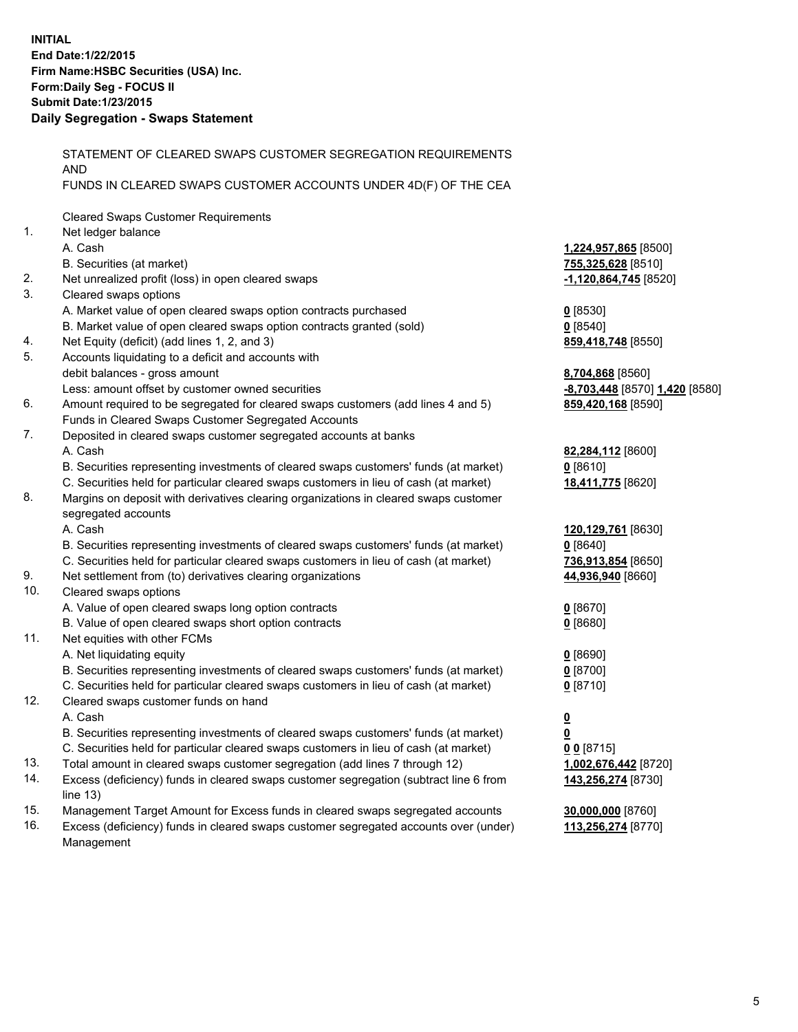**INITIAL**
**End Date:1/22/2015**
**Firm Name:HSBC Securities (USA) Inc.**
**Form:Daily Seg - FOCUS II**
**Submit Date:1/23/2015**
**Daily Segregation - Swaps Statement**

STATEMENT OF CLEARED SWAPS CUSTOMER SEGREGATION REQUIREMENTS AND FUNDS IN CLEARED SWAPS CUSTOMER ACCOUNTS UNDER 4D(F) OF THE CEA

| | | |
|---|---|---|
| | Cleared Swaps Customer Requirements | |
| 1. | Net ledger balance | |
| | A. Cash | **1,224,957,865** [8500] |
| | B. Securities (at market) | **755,325,628** [8510] |
| 2. | Net unrealized profit (loss) in open cleared swaps | **-1,120,864,745** [8520] |
| 3. | Cleared swaps options | |
| | A. Market value of open cleared swaps option contracts purchased | **0** [8530] |
| | B. Market value of open cleared swaps option contracts granted (sold) | **0** [8540] |
| 4. | Net Equity (deficit) (add lines 1, 2, and 3) | **859,418,748** [8550] |
| 5. | Accounts liquidating to a deficit and accounts with debit balances - gross amount | **8,704,868** [8560] |
| | Less: amount offset by customer owned securities | **-8,703,448** [8570] **1,420** [8580] |
| 6. | Amount required to be segregated for cleared swaps customers (add lines 4 and 5) | **859,420,168** [8590] |
| | Funds in Cleared Swaps Customer Segregated Accounts | |
| 7. | Deposited in cleared swaps customer segregated accounts at banks | |
| | A. Cash | **82,284,112** [8600] |
| | B. Securities representing investments of cleared swaps customers' funds (at market) | **0** [8610] |
| | C. Securities held for particular cleared swaps customers in lieu of cash (at market) | **18,411,775** [8620] |
| 8. | Margins on deposit with derivatives clearing organizations in cleared swaps customer segregated accounts | |
| | A. Cash | **120,129,761** [8630] |
| | B. Securities representing investments of cleared swaps customers' funds (at market) | **0** [8640] |
| | C. Securities held for particular cleared swaps customers in lieu of cash (at market) | **736,913,854** [8650] |
| 9. | Net settlement from (to) derivatives clearing organizations | **44,936,940** [8660] |
| 10. | Cleared swaps options | |
| | A. Value of open cleared swaps long option contracts | **0** [8670] |
| | B. Value of open cleared swaps short option contracts | **0** [8680] |
| 11. | Net equities with other FCMs | |
| | A. Net liquidating equity | **0** [8690] |
| | B. Securities representing investments of cleared swaps customers' funds (at market) | **0** [8700] |
| | C. Securities held for particular cleared swaps customers in lieu of cash (at market) | **0** [8710] |
| 12. | Cleared swaps customer funds on hand | |
| | A. Cash | **0** |
| | B. Securities representing investments of cleared swaps customers' funds (at market) | **0** |
| | C. Securities held for particular cleared swaps customers in lieu of cash (at market) | **0** **0** [8715] |
| 13. | Total amount in cleared swaps customer segregation (add lines 7 through 12) | **1,002,676,442** [8720] |
| 14. | Excess (deficiency) funds in cleared swaps customer segregation (subtract line 6 from line 13) | **143,256,274** [8730] |
| 15. | Management Target Amount for Excess funds in cleared swaps segregated accounts | **30,000,000** [8760] |
| 16. | Excess (deficiency) funds in cleared swaps customer segregated accounts over (under) Management | **113,256,274** [8770] |